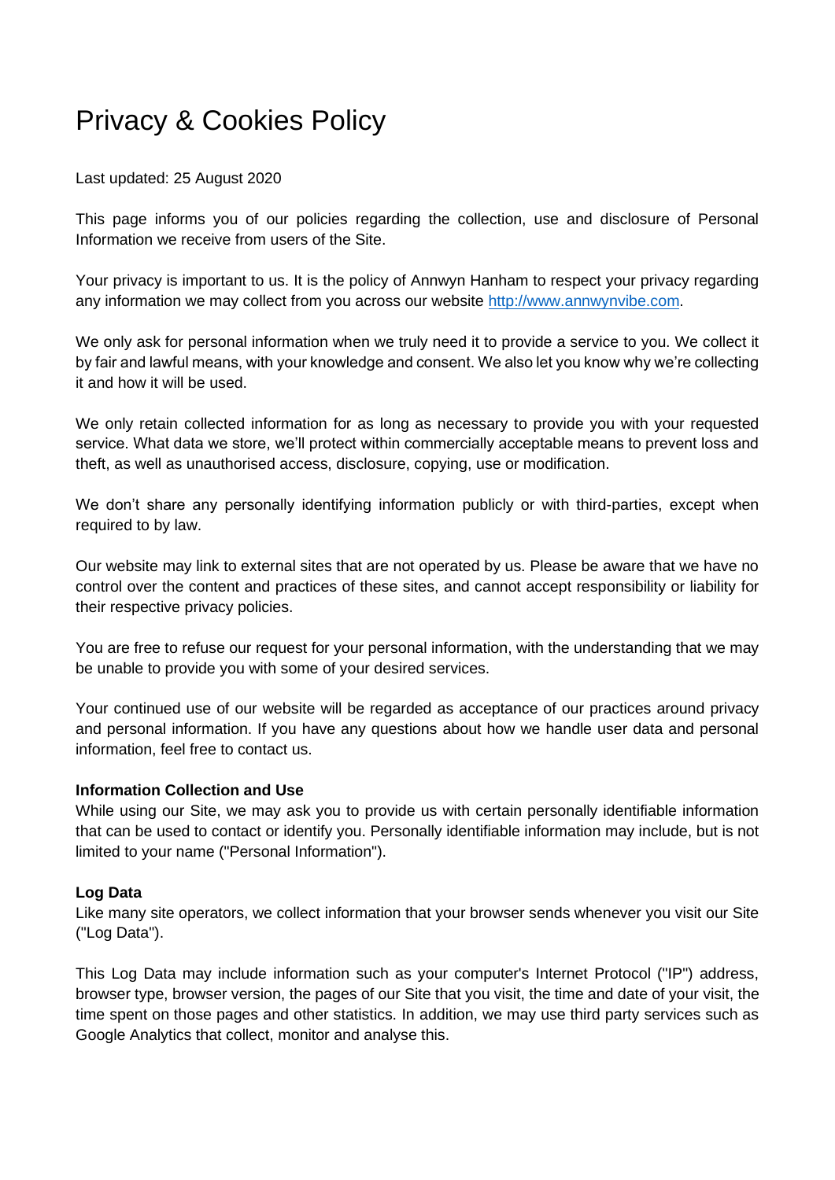# Privacy & Cookies Policy

Last updated: 25 August 2020

This page informs you of our policies regarding the collection, use and disclosure of Personal Information we receive from users of the Site.

Your privacy is important to us. It is the policy of Annwyn Hanham to respect your privacy regarding any information we may collect from you across our website [http://www.annwynvibe.com](http://www.annwynvibe.com).

We only ask for personal information when we truly need it to provide a service to you. We collect it by fair and lawful means, with your knowledge and consent. We also let you know why we're collecting it and how it will be used.

We only retain collected information for as long as necessary to provide you with your requested service. What data we store, we'll protect within commercially acceptable means to prevent loss and theft, as well as unauthorised access, disclosure, copying, use or modification.

We don't share any personally identifying information publicly or with third-parties, except when required to by law.

Our website may link to external sites that are not operated by us. Please be aware that we have no control over the content and practices of these sites, and cannot accept responsibility or liability for their respective privacy policies.

You are free to refuse our request for your personal information, with the understanding that we may be unable to provide you with some of your desired services.

Your continued use of our website will be regarded as acceptance of our practices around privacy and personal information. If you have any questions about how we handle user data and personal information, feel free to contact us.

**Information Collection and Use**

While using our Site, we may ask you to provide us with certain personally identifiable information that can be used to contact or identify you. Personally identifiable information may include, but is not limited to your name ("Personal Information").

**Log Data**

Like many site operators, we collect information that your browser sends whenever you visit our Site ("Log Data").

This Log Data may include information such as your computer's Internet Protocol ("IP") address, browser type, browser version, the pages of our Site that you visit, the time and date of your visit, the time spent on those pages and other statistics. In addition, we may use third party services such as Google Analytics that collect, monitor and analyse this.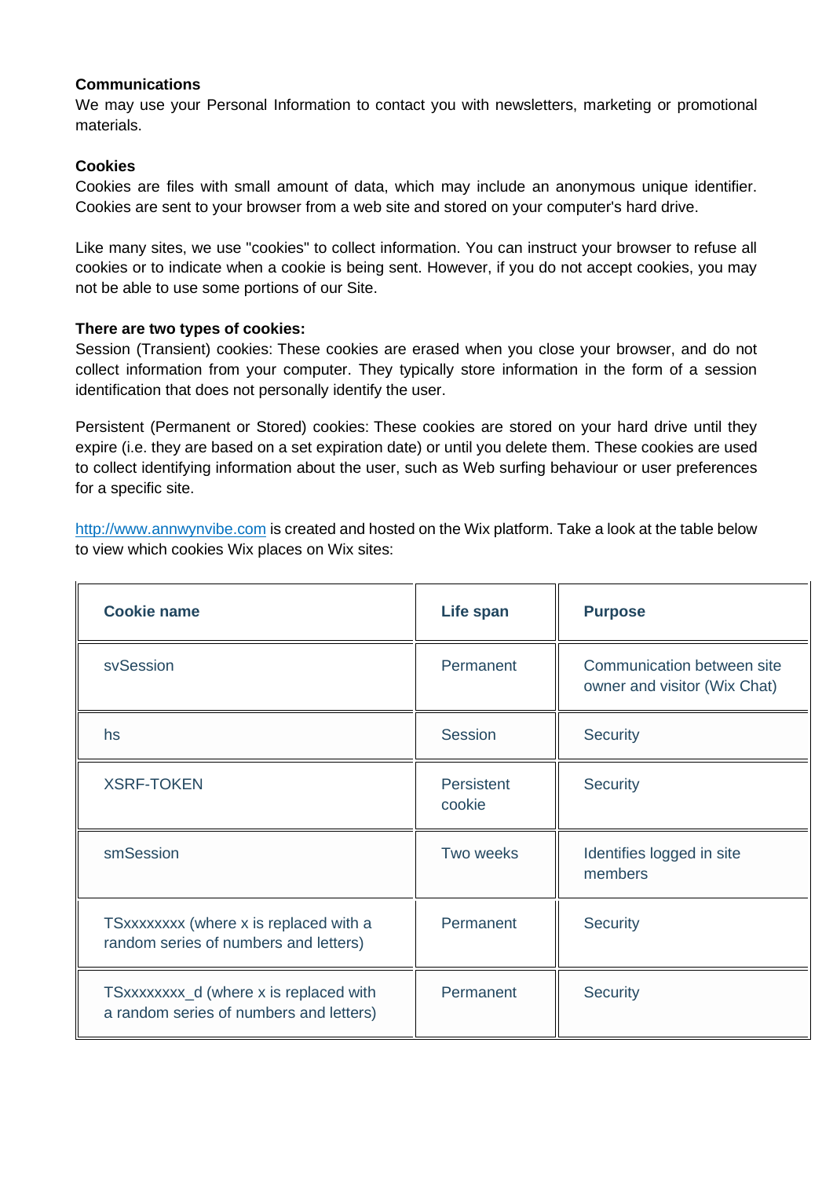**Communications**
We may use your Personal Information to contact you with newsletters, marketing or promotional materials.

**Cookies**
Cookies are files with small amount of data, which may include an anonymous unique identifier. Cookies are sent to your browser from a web site and stored on your computer's hard drive.

Like many sites, we use "cookies" to collect information. You can instruct your browser to refuse all cookies or to indicate when a cookie is being sent. However, if you do not accept cookies, you may not be able to use some portions of our Site.

**There are two types of cookies:**
Session (Transient) cookies: These cookies are erased when you close your browser, and do not collect information from your computer. They typically store information in the form of a session identification that does not personally identify the user.

Persistent (Permanent or Stored) cookies: These cookies are stored on your hard drive until they expire (i.e. they are based on a set expiration date) or until you delete them. These cookies are used to collect identifying information about the user, such as Web surfing behaviour or user preferences for a specific site.

[http://www.annwynvibe.com](http://www.annwynvibe.com) is created and hosted on the Wix platform. Take a look at the table below to view which cookies Wix places on Wix sites:

| Cookie name | Life span | Purpose |
|---|---|---|
| svSession | Permanent | Communication between site owner and visitor (Wix Chat) |
| hs | Session | Security |
| XSRF-TOKEN | Persistent cookie | Security |
| smSession | Two weeks | Identifies logged in site members |
| TSxxxxxxxx (where x is replaced with a random series of numbers and letters) | Permanent | Security |
| TSxxxxxxxx_d (where x is replaced with a random series of numbers and letters) | Permanent | Security |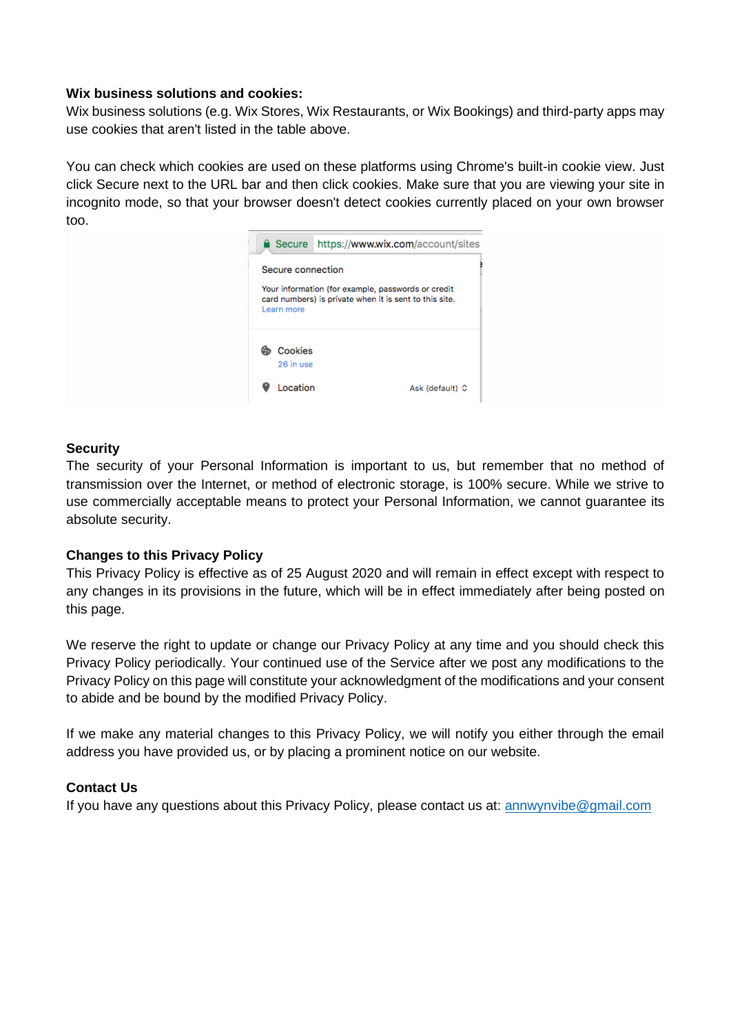**Wix business solutions and cookies:**
Wix business solutions (e.g. Wix Stores, Wix Restaurants, or Wix Bookings) and third-party apps may use cookies that aren't listed in the table above.

You can check which cookies are used on these platforms using Chrome's built-in cookie view. Just click Secure next to the URL bar and then click cookies. Make sure that you are viewing your site in incognito mode, so that your browser doesn't detect cookies currently placed on your own browser too.

**Security**
The security of your Personal Information is important to us, but remember that no method of transmission over the Internet, or method of electronic storage, is 100% secure. While we strive to use commercially acceptable means to protect your Personal Information, we cannot guarantee its absolute security.

**Changes to this Privacy Policy**
This Privacy Policy is effective as of 25 August 2020 and will remain in effect except with respect to any changes in its provisions in the future, which will be in effect immediately after being posted on this page.

We reserve the right to update or change our Privacy Policy at any time and you should check this Privacy Policy periodically. Your continued use of the Service after we post any modifications to the Privacy Policy on this page will constitute your acknowledgment of the modifications and your consent to abide and be bound by the modified Privacy Policy.

If we make any material changes to this Privacy Policy, we will notify you either through the email address you have provided us, or by placing a prominent notice on our website.

**Contact Us**
If you have any questions about this Privacy Policy, please contact us at: annwynvibe@gmail.com